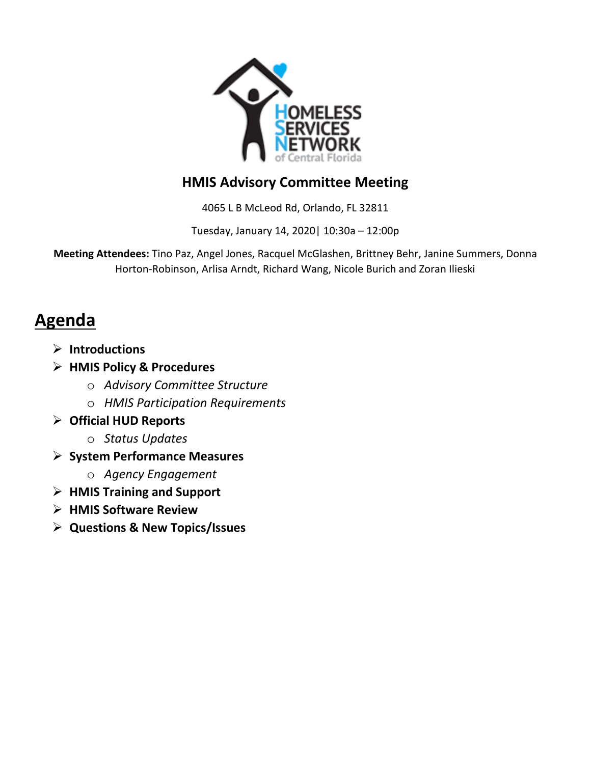# HMIS Advisory Committee Meeting

4065 L B McLeod Rd, Orlando, FL 32811

Tuesday, January 14, 2020| 10:30a – 12:00p

**Meeting Attendees:** Tino Paz, Angel Jones, Racquel McGlashen, Brittney Behr, Janine Summers, Donna Horton-Robinson, Arlisa Arndt, Richard Wang, Nicole Burich and Zoran Ilieski

## Agenda

- **Introductions**
- **HMIS Policy & Procedures**
  - *Advisory Committee Structure*
  - *HMIS Participation Requirements*
- **Official HUD Reports**
  - *Status Updates*
- **System Performance Measures**
  - *Agency Engagement*
- **HMIS Training and Support**
- **HMIS Software Review**
- **Questions & New Topics/Issues**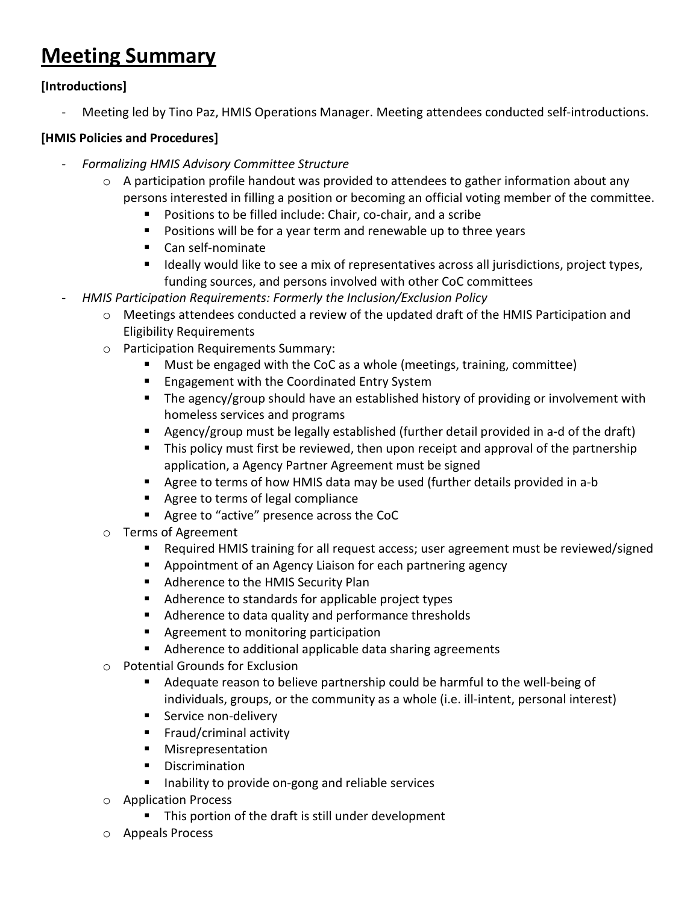# Meeting Summary

**[Introductions]**

- Meeting led by Tino Paz, HMIS Operations Manager. Meeting attendees conducted self-introductions.

**[HMIS Policies and Procedures]**

- *Formalizing HMIS Advisory Committee Structure*
  - A participation profile handout was provided to attendees to gather information about any persons interested in filling a position or becoming an official voting member of the committee.
    - Positions to be filled include: Chair, co-chair, and a scribe
    - Positions will be for a year term and renewable up to three years
    - Can self-nominate
    - Ideally would like to see a mix of representatives across all jurisdictions, project types, funding sources, and persons involved with other CoC committees
- *HMIS Participation Requirements: Formerly the Inclusion/Exclusion Policy*
  - Meetings attendees conducted a review of the updated draft of the HMIS Participation and Eligibility Requirements
  - Participation Requirements Summary:
    - Must be engaged with the CoC as a whole (meetings, training, committee)
    - Engagement with the Coordinated Entry System
    - The agency/group should have an established history of providing or involvement with homeless services and programs
    - Agency/group must be legally established (further detail provided in a-d of the draft)
    - This policy must first be reviewed, then upon receipt and approval of the partnership application, a Agency Partner Agreement must be signed
    - Agree to terms of how HMIS data may be used (further details provided in a-b
    - Agree to terms of legal compliance
    - Agree to "active" presence across the CoC
  - Terms of Agreement
    - Required HMIS training for all request access; user agreement must be reviewed/signed
    - Appointment of an Agency Liaison for each partnering agency
    - Adherence to the HMIS Security Plan
    - Adherence to standards for applicable project types
    - Adherence to data quality and performance thresholds
    - Agreement to monitoring participation
    - Adherence to additional applicable data sharing agreements
  - Potential Grounds for Exclusion
    - Adequate reason to believe partnership could be harmful to the well-being of individuals, groups, or the community as a whole (i.e. ill-intent, personal interest)
    - Service non-delivery
    - Fraud/criminal activity
    - Misrepresentation
    - Discrimination
    - Inability to provide on-gong and reliable services
  - Application Process
    - This portion of the draft is still under development
  - Appeals Process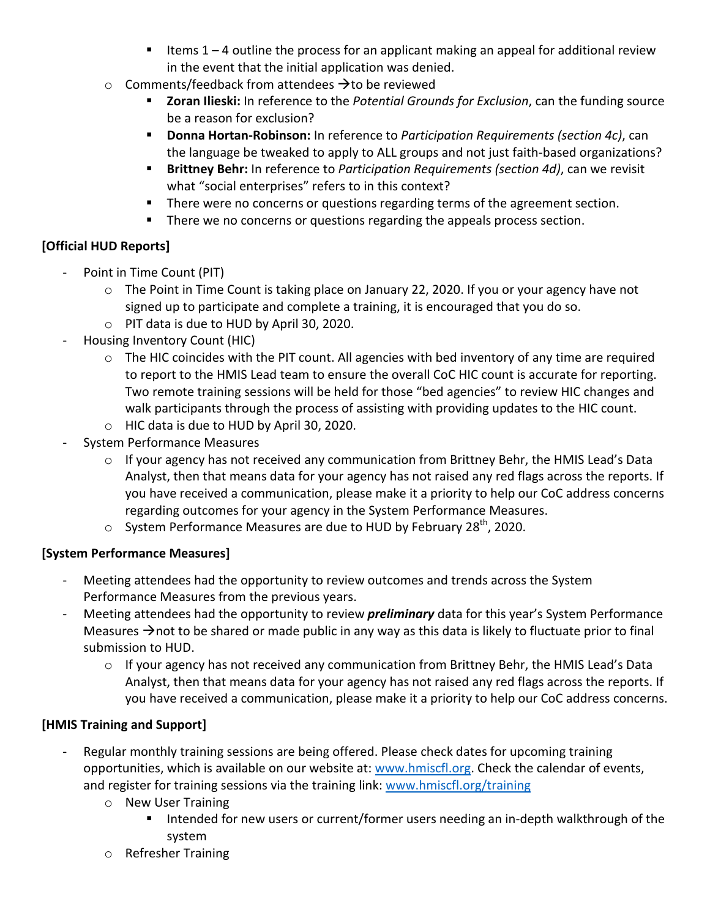- Items 1 – 4 outline the process for an applicant making an appeal for additional review in the event that the initial application was denied.
    - Comments/feedback from attendees →to be reviewed
        - **Zoran Ilieski:** In reference to the *Potential Grounds for Exclusion*, can the funding source be a reason for exclusion?
        - **Donna Hortan-Robinson:** In reference to *Participation Requirements (section 4c)*, can the language be tweaked to apply to ALL groups and not just faith-based organizations?
        - **Brittney Behr:** In reference to *Participation Requirements (section 4d)*, can we revisit what "social enterprises" refers to in this context?
        - There were no concerns or questions regarding terms of the agreement section.
        - There we no concerns or questions regarding the appeals process section.

**[Official HUD Reports]**

- Point in Time Count (PIT)
    - The Point in Time Count is taking place on January 22, 2020. If you or your agency have not signed up to participate and complete a training, it is encouraged that you do so.
    - PIT data is due to HUD by April 30, 2020.
- Housing Inventory Count (HIC)
    - The HIC coincides with the PIT count. All agencies with bed inventory of any time are required to report to the HMIS Lead team to ensure the overall CoC HIC count is accurate for reporting. Two remote training sessions will be held for those "bed agencies" to review HIC changes and walk participants through the process of assisting with providing updates to the HIC count.
    - HIC data is due to HUD by April 30, 2020.
- System Performance Measures
    - If your agency has not received any communication from Brittney Behr, the HMIS Lead's Data Analyst, then that means data for your agency has not raised any red flags across the reports. If you have received a communication, please make it a priority to help our CoC address concerns regarding outcomes for your agency in the System Performance Measures.
    - System Performance Measures are due to HUD by February 28th, 2020.

**[System Performance Measures]**

- Meeting attendees had the opportunity to review outcomes and trends across the System Performance Measures from the previous years.
- Meeting attendees had the opportunity to review ***preliminary*** data for this year's System Performance Measures →not to be shared or made public in any way as this data is likely to fluctuate prior to final submission to HUD.
    - If your agency has not received any communication from Brittney Behr, the HMIS Lead's Data Analyst, then that means data for your agency has not raised any red flags across the reports. If you have received a communication, please make it a priority to help our CoC address concerns.

**[HMIS Training and Support]**

- Regular monthly training sessions are being offered. Please check dates for upcoming training opportunities, which is available on our website at: www.hmiscfl.org. Check the calendar of events, and register for training sessions via the training link: www.hmiscfl.org/training
    - New User Training
        - Intended for new users or current/former users needing an in-depth walkthrough of the system
    - Refresher Training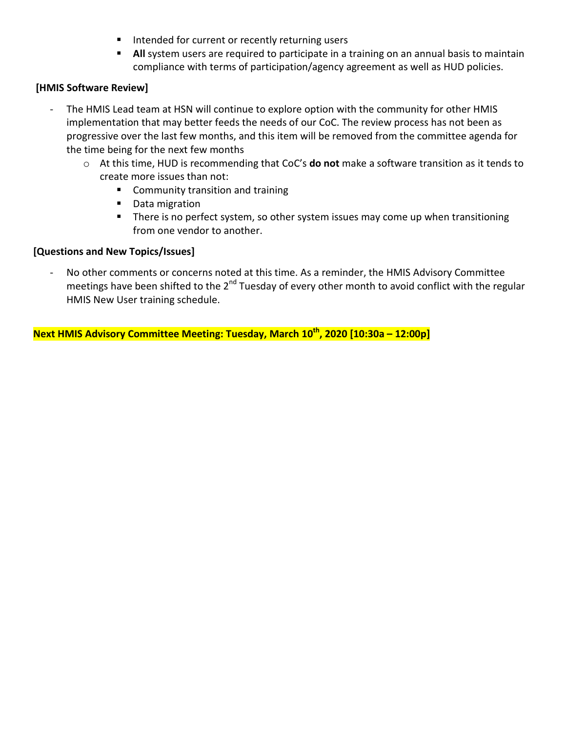- Intended for current or recently returning users
        - **All** system users are required to participate in a training on an annual basis to maintain compliance with terms of participation/agency agreement as well as HUD policies.

**[HMIS Software Review]**

- The HMIS Lead team at HSN will continue to explore option with the community for other HMIS implementation that may better feeds the needs of our CoC. The review process has not been as progressive over the last few months, and this item will be removed from the committee agenda for the time being for the next few months
    - At this time, HUD is recommending that CoC's **do not** make a software transition as it tends to create more issues than not:
        - Community transition and training
        - Data migration
        - There is no perfect system, so other system issues may come up when transitioning from one vendor to another.

**[Questions and New Topics/Issues]**

- No other comments or concerns noted at this time. As a reminder, the HMIS Advisory Committee meetings have been shifted to the 2nd Tuesday of every other month to avoid conflict with the regular HMIS New User training schedule.

**Next HMIS Advisory Committee Meeting: Tuesday, March 10th, 2020 [10:30a – 12:00p]**